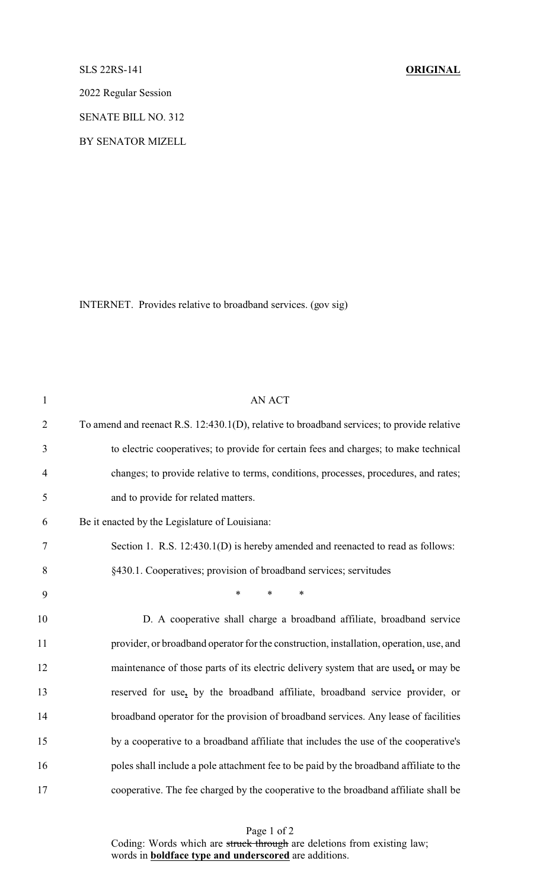SLS 22RS-141 **ORIGINAL**

2022 Regular Session

SENATE BILL NO. 312

BY SENATOR MIZELL

INTERNET. Provides relative to broadband services. (gov sig)

AN ACT

To amend and reenact R.S. 12:430.1(D), relative to broadband services; to provide relative to electric cooperatives; to provide for certain fees and charges; to make technical changes; to provide relative to terms, conditions, processes, procedures, and rates; and to provide for related matters.

Be it enacted by the Legislature of Louisiana:

Section 1. R.S. 12:430.1(D) is hereby amended and reenacted to read as follows:

§430.1. Cooperatives; provision of broadband services; servitudes

\* \* \*

D. A cooperative shall charge a broadband affiliate, broadband service provider, or broadband operator for the construction, installation, operation, use, and maintenance of those parts of its electric delivery system that are used**,** or may be reserved for use**,** by the broadband affiliate, broadband service provider, or broadband operator for the provision of broadband services. Any lease of facilities by a cooperative to a broadband affiliate that includes the use of the cooperative's poles shall include a pole attachment fee to be paid by the broadband affiliate to the cooperative. The fee charged by the cooperative to the broadband affiliate shall be

Coding: Words which are ~~struck through~~ are deletions from existing law; words in **boldface type and underscored** are additions.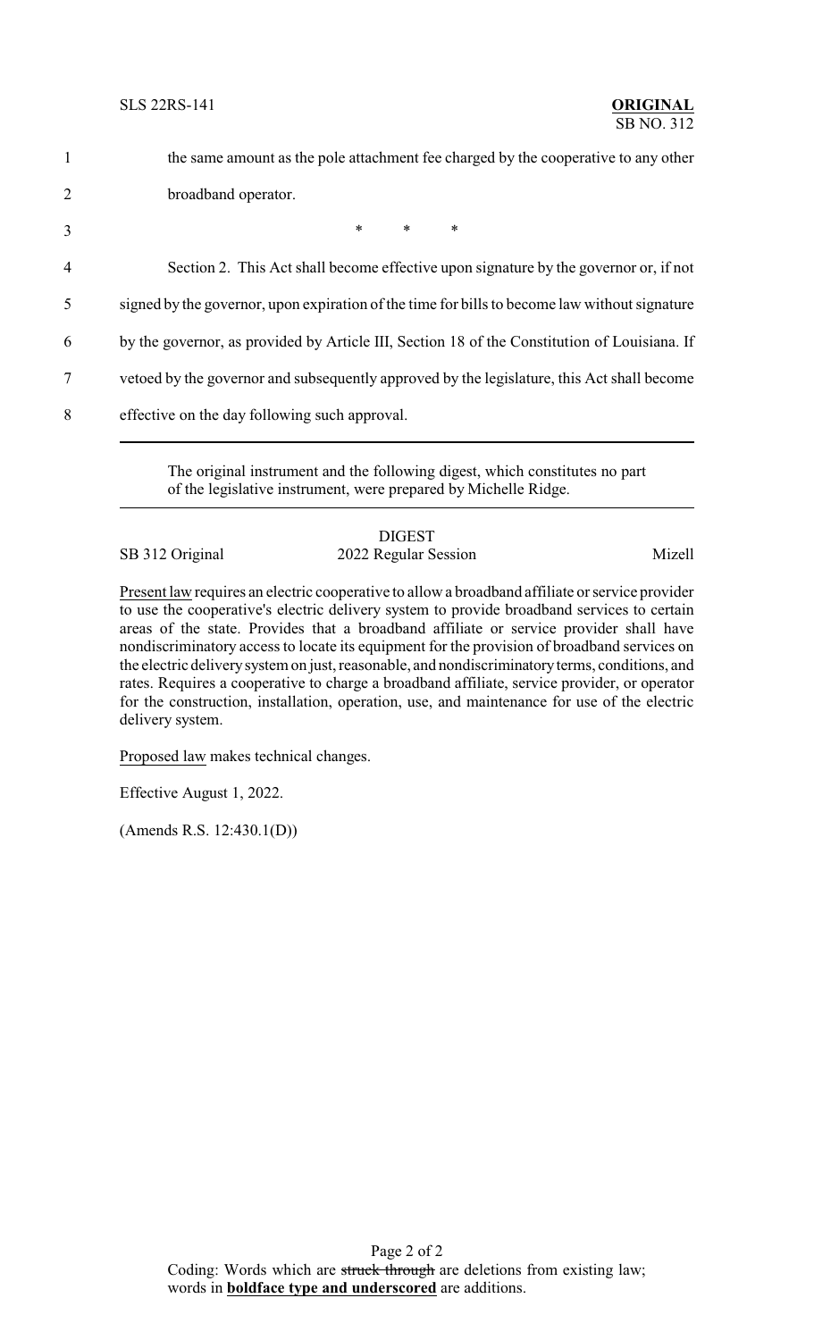the same amount as the pole attachment fee charged by the cooperative to any other broadband operator.

\* \* \*

Section 2. This Act shall become effective upon signature by the governor or, if not signed by the governor, upon expiration of the time for bills to become law without signature by the governor, as provided by Article III, Section 18 of the Constitution of Louisiana. If vetoed by the governor and subsequently approved by the legislature, this Act shall become effective on the day following such approval.

---

The original instrument and the following digest, which constitutes no part of the legislative instrument, were prepared by Michelle Ridge.

---

DIGEST

SB 312 Original — 2022 Regular Session — Mizell

Present law requires an electric cooperative to allow a broadband affiliate or service provider to use the cooperative's electric delivery system to provide broadband services to certain areas of the state. Provides that a broadband affiliate or service provider shall have nondiscriminatory access to locate its equipment for the provision of broadband services on the electric delivery system on just, reasonable, and nondiscriminatory terms, conditions, and rates. Requires a cooperative to charge a broadband affiliate, service provider, or operator for the construction, installation, operation, use, and maintenance for use of the electric delivery system.

Proposed law makes technical changes.

Effective August 1, 2022.

(Amends R.S. 12:430.1(D))

Coding: Words which are ~~struck through~~ are deletions from existing law; words in **<u>boldface type and underscored</u>** are additions.